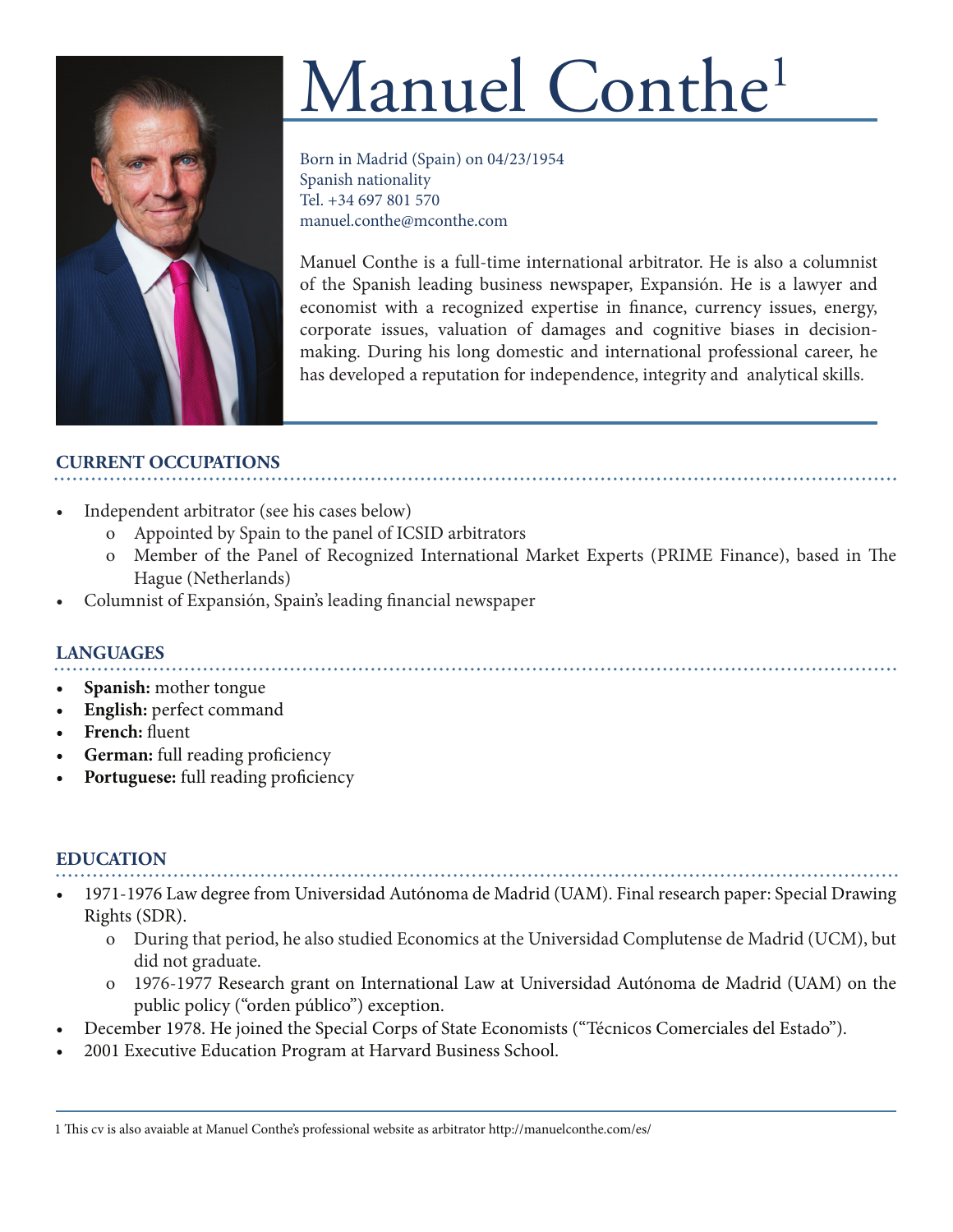# Manuel Conthe[1]

Born in Madrid (Spain) on 04/23/1954
Spanish nationality
Tel. +34 697 801 570
manuel.conthe@mconthe.com

Manuel Conthe is a full-time international arbitrator. He is also a columnist of the Spanish leading business newspaper, Expansión. He is a lawyer and economist with a recognized expertise in finance, currency issues, energy, corporate issues, valuation of damages and cognitive biases in decision-making. During his long domestic and international professional career, he has developed a reputation for independence, integrity and analytical skills.

## CURRENT OCCUPATIONS

- Independent arbitrator (see his cases below)
  - Appointed by Spain to the panel of ICSID arbitrators
  - Member of the Panel of Recognized International Market Experts (PRIME Finance), based in The Hague (Netherlands)
- Columnist of Expansión, Spain's leading financial newspaper

## LANGUAGES

- **Spanish:** mother tongue
- **English:** perfect command
- **French:** fluent
- **German:** full reading proficiency
- **Portuguese:** full reading proficiency

## EDUCATION

- 1971-1976 Law degree from Universidad Autónoma de Madrid (UAM). Final research paper: Special Drawing Rights (SDR).
  - During that period, he also studied Economics at the Universidad Complutense de Madrid (UCM), but did not graduate.
  - 1976-1977 Research grant on International Law at Universidad Autónoma de Madrid (UAM) on the public policy ("orden público") exception.
- December 1978. He joined the Special Corps of State Economists ("Técnicos Comerciales del Estado").
- 2001 Executive Education Program at Harvard Business School.

1 This cv is also avaiable at Manuel Conthe's professional website as arbitrator http://manuelconthe.com/es/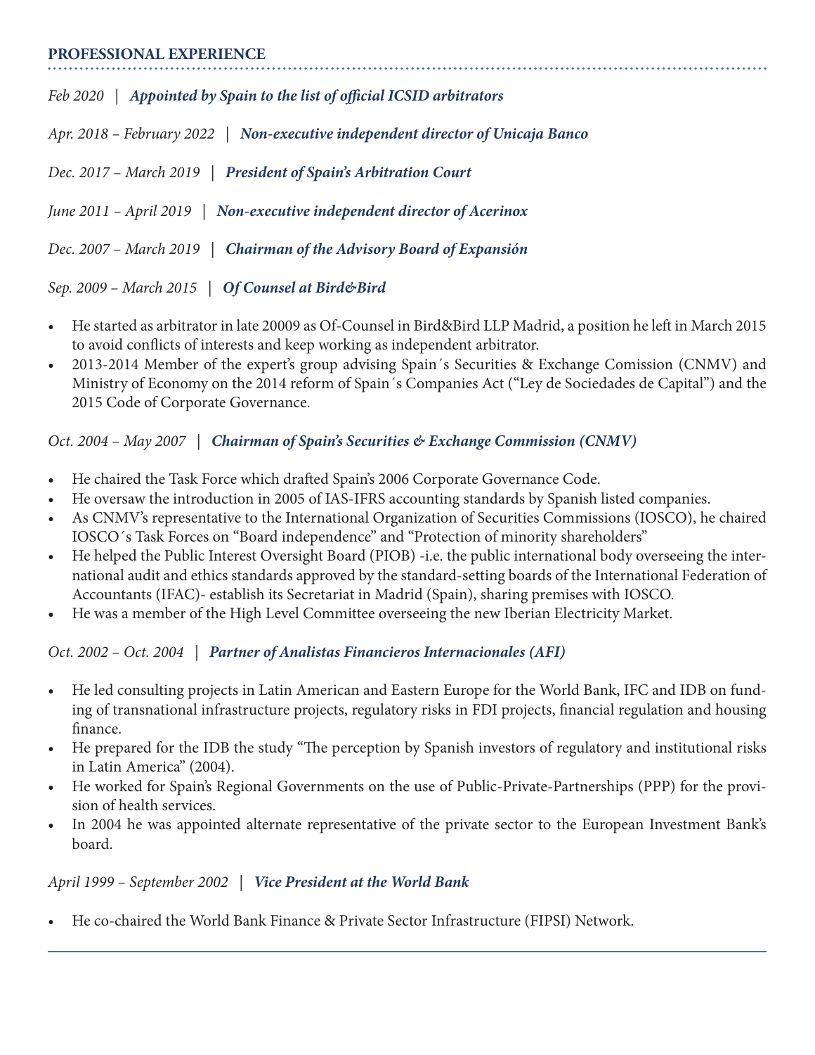## PROFESSIONAL EXPERIENCE

*Feb 2020* | ***Appointed by Spain to the list of official ICSID arbitrators***

*Apr. 2018 – February 2022* | ***Non-executive independent director of Unicaja Banco***

*Dec. 2017 – March 2019* | ***President of Spain's Arbitration Court***

*June 2011 – April 2019* | ***Non-executive independent director of Acerinox***

*Dec. 2007 – March 2019* | ***Chairman of the Advisory Board of Expansión***

*Sep. 2009 – March 2015* | ***Of Counsel at Bird&Bird***

- He started as arbitrator in late 20009 as Of-Counsel in Bird&Bird LLP Madrid, a position he left in March 2015 to avoid conflicts of interests and keep working as independent arbitrator.
- 2013-2014 Member of the expert's group advising Spain´s Securities & Exchange Comission (CNMV) and Ministry of Economy on the 2014 reform of Spain´s Companies Act ("Ley de Sociedades de Capital") and the 2015 Code of Corporate Governance.

*Oct. 2004 – May 2007* | ***Chairman of Spain's Securities & Exchange Commission (CNMV)***

- He chaired the Task Force which drafted Spain's 2006 Corporate Governance Code.
- He oversaw the introduction in 2005 of IAS-IFRS accounting standards by Spanish listed companies.
- As CNMV's representative to the International Organization of Securities Commissions (IOSCO), he chaired IOSCO´s Task Forces on "Board independence" and "Protection of minority shareholders"
- He helped the Public Interest Oversight Board (PIOB) -i.e. the public international body overseeing the international audit and ethics standards approved by the standard-setting boards of the International Federation of Accountants (IFAC)- establish its Secretariat in Madrid (Spain), sharing premises with IOSCO.
- He was a member of the High Level Committee overseeing the new Iberian Electricity Market.

*Oct. 2002 – Oct. 2004* | ***Partner of Analistas Financieros Internacionales (AFI)***

- He led consulting projects in Latin American and Eastern Europe for the World Bank, IFC and IDB on funding of transnational infrastructure projects, regulatory risks in FDI projects, financial regulation and housing finance.
- He prepared for the IDB the study "The perception by Spanish investors of regulatory and institutional risks in Latin America" (2004).
- He worked for Spain's Regional Governments on the use of Public-Private-Partnerships (PPP) for the provision of health services.
- In 2004 he was appointed alternate representative of the private sector to the European Investment Bank's board.

*April 1999 – September 2002* | ***Vice President at the World Bank***

- He co-chaired the World Bank Finance & Private Sector Infrastructure (FIPSI) Network.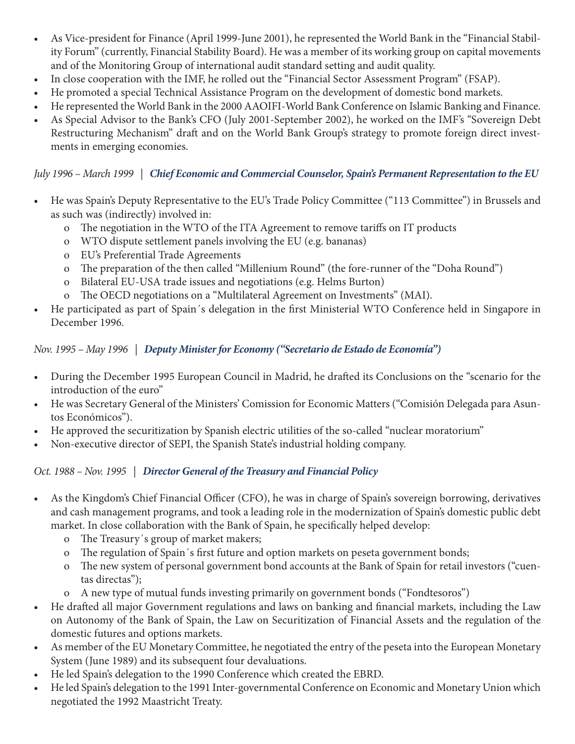- As Vice-president for Finance (April 1999-June 2001), he represented the World Bank in the "Financial Stability Forum" (currently, Financial Stability Board). He was a member of its working group on capital movements and of the Monitoring Group of international audit standard setting and audit quality.
- In close cooperation with the IMF, he rolled out the "Financial Sector Assessment Program" (FSAP).
- He promoted a special Technical Assistance Program on the development of domestic bond markets.
- He represented the World Bank in the 2000 AAOIFI-World Bank Conference on Islamic Banking and Finance.
- As Special Advisor to the Bank's CFO (July 2001-September 2002), he worked on the IMF's "Sovereign Debt Restructuring Mechanism" draft and on the World Bank Group's strategy to promote foreign direct investments in emerging economies.

### *July 1996 – March 1999* | ***Chief Economic and Commercial Counselor, Spain's Permanent Representation to the EU***

- He was Spain's Deputy Representative to the EU's Trade Policy Committee ("113 Committee") in Brussels and as such was (indirectly) involved in:
  - The negotiation in the WTO of the ITA Agreement to remove tariffs on IT products
  - WTO dispute settlement panels involving the EU (e.g. bananas)
  - EU's Preferential Trade Agreements
  - The preparation of the then called "Millenium Round" (the fore-runner of the "Doha Round")
  - Bilateral EU-USA trade issues and negotiations (e.g. Helms Burton)
  - The OECD negotiations on a "Multilateral Agreement on Investments" (MAI).
- He participated as part of Spain´s delegation in the first Ministerial WTO Conference held in Singapore in December 1996.

### *Nov. 1995 – May 1996* | ***Deputy Minister for Economy ("Secretario de Estado de Economía")***

- During the December 1995 European Council in Madrid, he drafted its Conclusions on the "scenario for the introduction of the euro"
- He was Secretary General of the Ministers' Comission for Economic Matters ("Comisión Delegada para Asuntos Económicos").
- He approved the securitization by Spanish electric utilities of the so-called "nuclear moratorium"
- Non-executive director of SEPI, the Spanish State's industrial holding company.

### *Oct. 1988 – Nov. 1995* | ***Director General of the Treasury and Financial Policy***

- As the Kingdom's Chief Financial Officer (CFO), he was in charge of Spain's sovereign borrowing, derivatives and cash management programs, and took a leading role in the modernization of Spain's domestic public debt market. In close collaboration with the Bank of Spain, he specifically helped develop:
  - The Treasury´s group of market makers;
  - The regulation of Spain´s first future and option markets on peseta government bonds;
  - The new system of personal government bond accounts at the Bank of Spain for retail investors ("cuentas directas");
  - A new type of mutual funds investing primarily on government bonds ("Fondtesoros")
- He drafted all major Government regulations and laws on banking and financial markets, including the Law on Autonomy of the Bank of Spain, the Law on Securitization of Financial Assets and the regulation of the domestic futures and options markets.
- As member of the EU Monetary Committee, he negotiated the entry of the peseta into the European Monetary System (June 1989) and its subsequent four devaluations.
- He led Spain's delegation to the 1990 Conference which created the EBRD.
- He led Spain's delegation to the 1991 Inter-governmental Conference on Economic and Monetary Union which negotiated the 1992 Maastricht Treaty.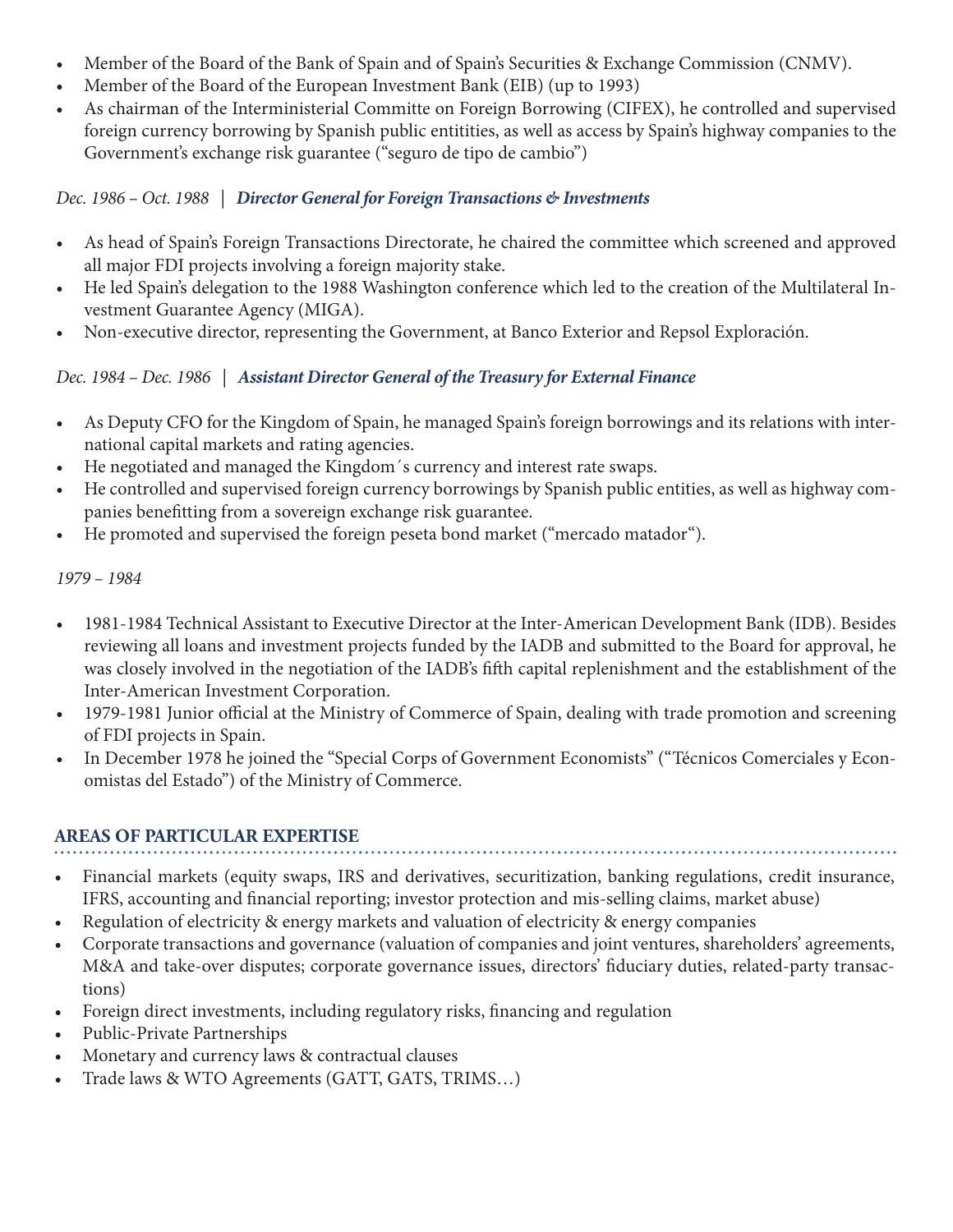- Member of the Board of the Bank of Spain and of Spain's Securities & Exchange Commission (CNMV).
- Member of the Board of the European Investment Bank (EIB) (up to 1993)
- As chairman of the Interministerial Committe on Foreign Borrowing (CIFEX), he controlled and supervised foreign currency borrowing by Spanish public entitities, as well as access by Spain's highway companies to the Government's exchange risk guarantee ("seguro de tipo de cambio")

*Dec. 1986 – Oct. 1988* | ***Director General for Foreign Transactions & Investments***

- As head of Spain's Foreign Transactions Directorate, he chaired the committee which screened and approved all major FDI projects involving a foreign majority stake.
- He led Spain's delegation to the 1988 Washington conference which led to the creation of the Multilateral Investment Guarantee Agency (MIGA).
- Non-executive director, representing the Government, at Banco Exterior and Repsol Exploración.

*Dec. 1984 – Dec. 1986* | ***Assistant Director General of the Treasury for External Finance***

- As Deputy CFO for the Kingdom of Spain, he managed Spain's foreign borrowings and its relations with international capital markets and rating agencies.
- He negotiated and managed the Kingdom´s currency and interest rate swaps.
- He controlled and supervised foreign currency borrowings by Spanish public entities, as well as highway companies benefitting from a sovereign exchange risk guarantee.
- He promoted and supervised the foreign peseta bond market ("mercado matador").

*1979 – 1984*

- 1981-1984 Technical Assistant to Executive Director at the Inter-American Development Bank (IDB). Besides reviewing all loans and investment projects funded by the IADB and submitted to the Board for approval, he was closely involved in the negotiation of the IADB's fifth capital replenishment and the establishment of the Inter-American Investment Corporation.
- 1979-1981 Junior official at the Ministry of Commerce of Spain, dealing with trade promotion and screening of FDI projects in Spain.
- In December 1978 he joined the "Special Corps of Government Economists" ("Técnicos Comerciales y Economistas del Estado") of the Ministry of Commerce.

## AREAS OF PARTICULAR EXPERTISE

- Financial markets (equity swaps, IRS and derivatives, securitization, banking regulations, credit insurance, IFRS, accounting and financial reporting; investor protection and mis-selling claims, market abuse)
- Regulation of electricity & energy markets and valuation of electricity & energy companies
- Corporate transactions and governance (valuation of companies and joint ventures, shareholders' agreements, M&A and take-over disputes; corporate governance issues, directors' fiduciary duties, related-party transactions)
- Foreign direct investments, including regulatory risks, financing and regulation
- Public-Private Partnerships
- Monetary and currency laws & contractual clauses
- Trade laws & WTO Agreements (GATT, GATS, TRIMS…)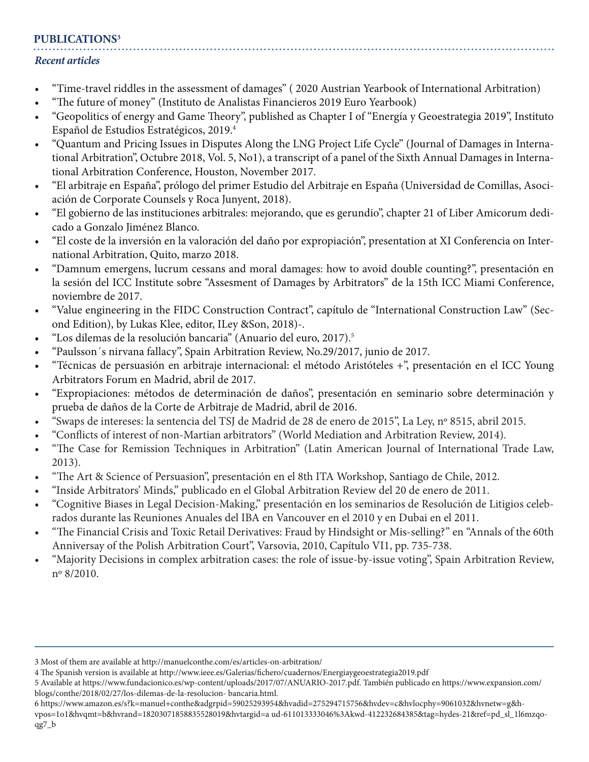## PUBLICATIONS[3]

### *Recent articles*

- "Time-travel riddles in the assessment of damages" ( 2020 Austrian Yearbook of International Arbitration)
- "The future of money" (Instituto de Analistas Financieros 2019 Euro Yearbook)
- "Geopolitics of energy and Game Theory", published as Chapter I of "Energía y Geoestrategia 2019", Instituto Español de Estudios Estratégicos, 2019.[4]
- "Quantum and Pricing Issues in Disputes Along the LNG Project Life Cycle" (Journal of Damages in International Arbitration", Octubre 2018, Vol. 5, No1), a transcript of a panel of the Sixth Annual Damages in International Arbitration Conference, Houston, November 2017.
- "El arbitraje en España", prólogo del primer Estudio del Arbitraje en España (Universidad de Comillas, Asociación de Corporate Counsels y Roca Junyent, 2018).
- "El gobierno de las instituciones arbitrales: mejorando, que es gerundio", chapter 21 of Liber Amicorum dedicado a Gonzalo Jiménez Blanco.
- "El coste de la inversión en la valoración del daño por expropiación", presentation at XI Conferencia on International Arbitration, Quito, marzo 2018.
- "Damnum emergens, lucrum cessans and moral damages: how to avoid double counting?", presentación en la sesión del ICC Institute sobre "Assesment of Damages by Arbitrators" de la 15th ICC Miami Conference, noviembre de 2017.
- "Value engineering in the FIDC Construction Contract", capítulo de "International Construction Law" (Second Edition), by Lukas Klee, editor, ILey &Son, 2018)-.
- "Los dilemas de la resolución bancaria" (Anuario del euro, 2017).[5]
- "Paulsson´s nirvana fallacy", Spain Arbitration Review, No.29/2017, junio de 2017.
- "Técnicas de persuasión en arbitraje internacional: el método Aristóteles +", presentación en el ICC Young Arbitrators Forum en Madrid, abril de 2017.
- "Expropiaciones: métodos de determinación de daños", presentación en seminario sobre determinación y prueba de daños de la Corte de Arbitraje de Madrid, abril de 2016.
- "Swaps de intereses: la sentencia del TSJ de Madrid de 28 de enero de 2015", La Ley, nº 8515, abril 2015.
- "Conflicts of interest of non-Martian arbitrators" (World Mediation and Arbitration Review, 2014).
- "The Case for Remission Techniques in Arbitration" (Latin American Journal of International Trade Law, 2013).
- "The Art & Science of Persuasion", presentación en el 8th ITA Workshop, Santiago de Chile, 2012.
- "Inside Arbitrators' Minds," publicado en el Global Arbitration Review del 20 de enero de 2011.
- "Cognitive Biases in Legal Decision-Making," presentación en los seminarios de Resolución de Litigios celebrados durante las Reuniones Anuales del IBA en Vancouver en el 2010 y en Dubai en el 2011.
- "The Financial Crisis and Toxic Retail Derivatives: Fraud by Hindsight or Mis-selling?" en "Annals of the 60th Anniversay of the Polish Arbitration Court", Varsovia, 2010, Capítulo VI1, pp. 735-738.
- "Majority Decisions in complex arbitration cases: the role of issue-by-issue voting", Spain Arbitration Review, nº 8/2010.

---

3 Most of them are available at http://manuelconthe.com/es/articles-on-arbitration/

4 The Spanish version is available at http://www.ieee.es/Galerias/fichero/cuadernos/Energiaygeoestrategia2019.pdf

5 Available at https://www.fundacionico.es/wp-content/uploads/2017/07/ANUARIO-2017.pdf. También publicado en https://www.expansion.com/blogs/conthe/2018/02/27/los-dilemas-de-la-resolucion- bancaria.html.

6 https://www.amazon.es/s?k=manuel+conthe&adgrpid=59025293954&hvadid=275294715756&hvdev=c&hvlocphy=9061032&hvnetw=g&hvpos=1o1&hvqmt=b&hvrand=18203071858835528019&hvtargid=a ud-611013333046%3Akwd-412232684385&tag=hydes-21&ref=pd_sl_1l6mzqo-qg7_b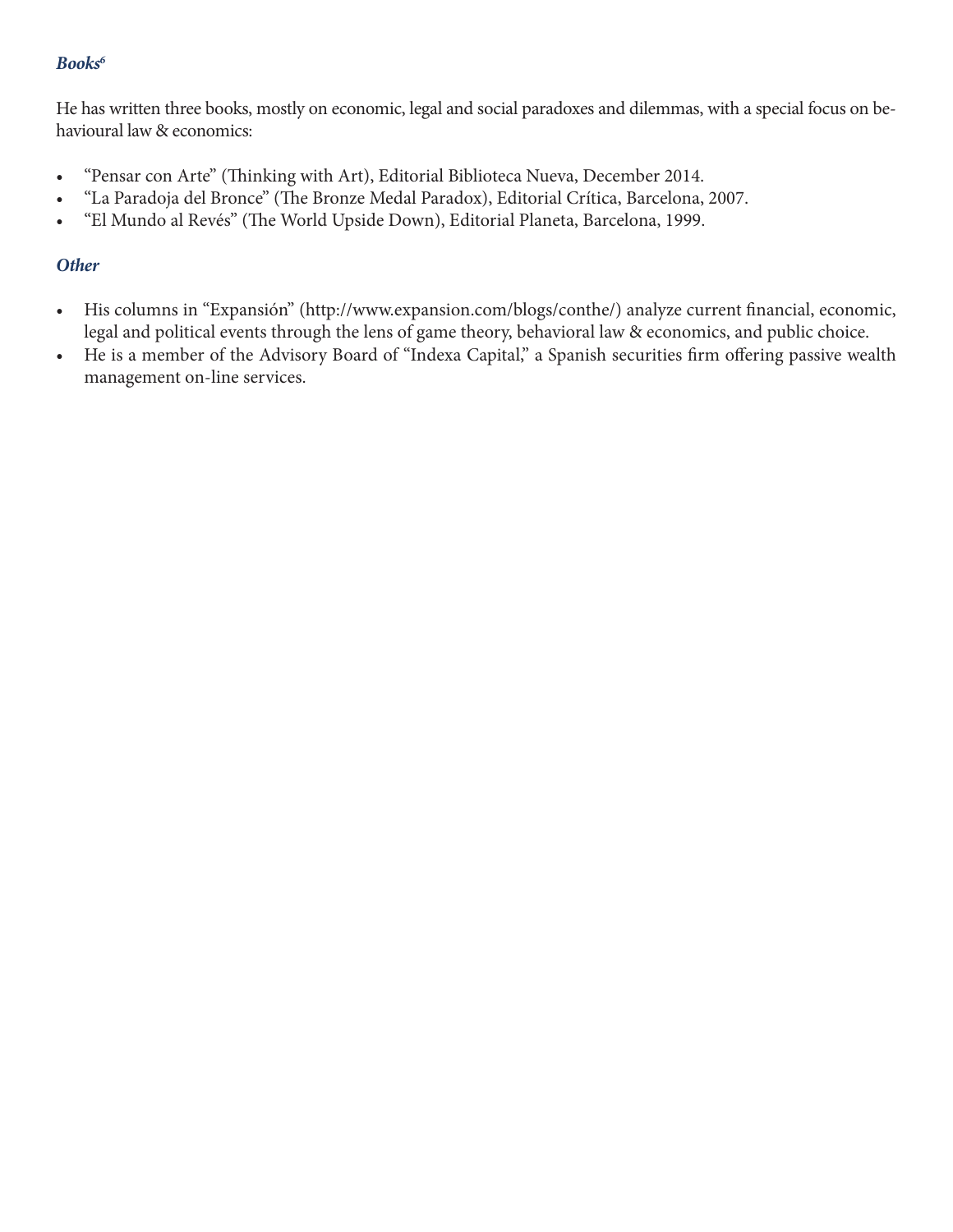### *Books*[6]

He has written three books, mostly on economic, legal and social paradoxes and dilemmas, with a special focus on behavioural law & economics:

- "Pensar con Arte" (Thinking with Art), Editorial Biblioteca Nueva, December 2014.
- "La Paradoja del Bronce" (The Bronze Medal Paradox), Editorial Crítica, Barcelona, 2007.
- "El Mundo al Revés" (The World Upside Down), Editorial Planeta, Barcelona, 1999.

### *Other*

- His columns in "Expansión" (http://www.expansion.com/blogs/conthe/) analyze current financial, economic, legal and political events through the lens of game theory, behavioral law & economics, and public choice.
- He is a member of the Advisory Board of "Indexa Capital," a Spanish securities firm offering passive wealth management on-line services.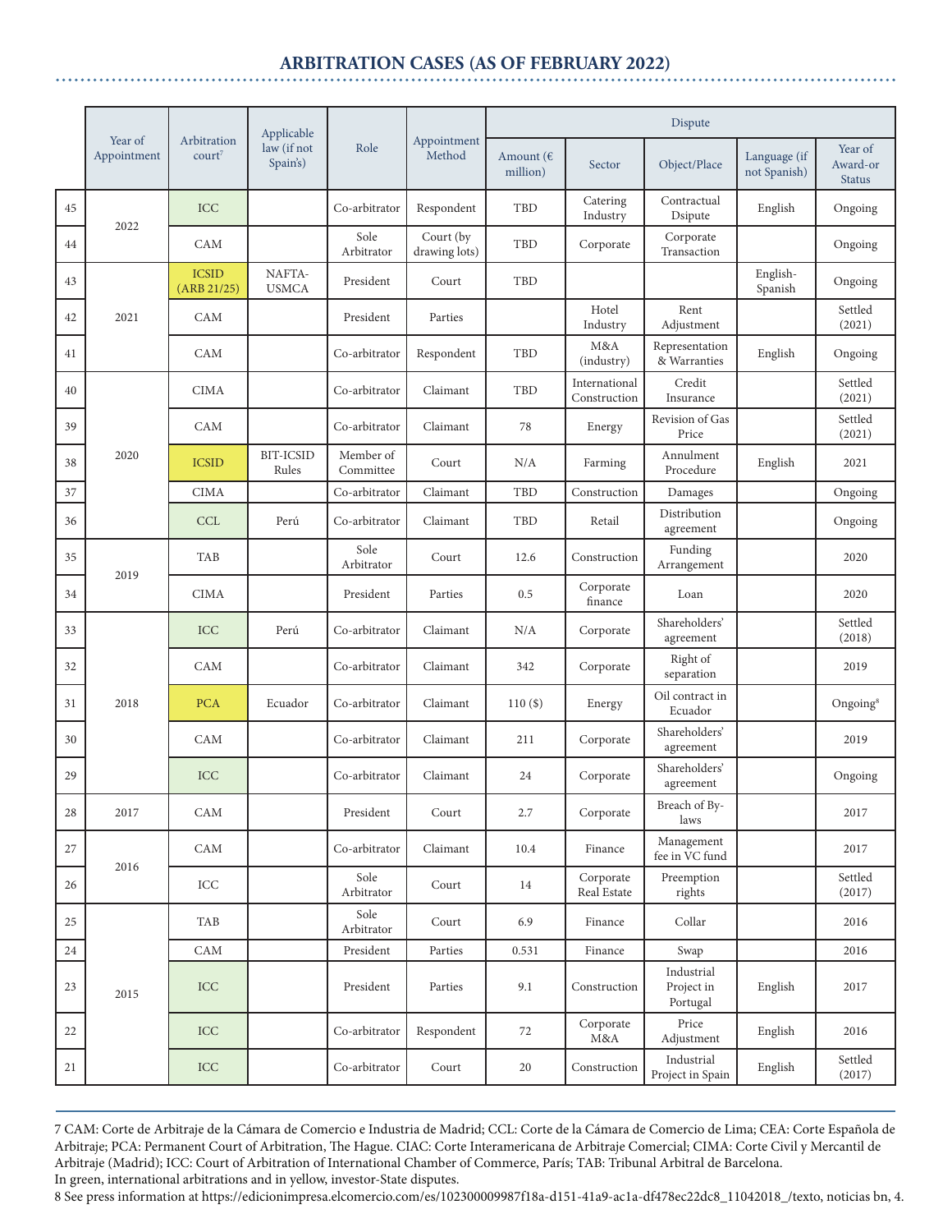## ARBITRATION CASES (AS OF FEBRUARY 2022)

| | Year of Appointment | Arbitration court[7] | Applicable law (if not Spain's) | Role | Appointment Method | Dispute | | | | |
|---|---|---|---|---|---|---|---|---|---|---|
| | | | | | | Amount (€ million) | Sector | Object/Place | Language (if not Spanish) | Year of Award-or Status |
| 45 | 2022 | ICC | | Co-arbitrator | Respondent | TBD | Catering Industry | Contractual Dsipute | English | Ongoing |
| 44 | | CAM | | Sole Arbitrator | Court (by drawing lots) | TBD | Corporate | Corporate Transaction | | Ongoing |
| 43 | 2021 | ICSID (ARB 21/25) | NAFTA-USMCA | President | Court | TBD | | | English-Spanish | Ongoing |
| 42 | | CAM | | President | Parties | | Hotel Industry | Rent Adjustment | | Settled (2021) |
| 41 | | CAM | | Co-arbitrator | Respondent | TBD | M&A (industry) | Representation & Warranties | English | Ongoing |
| 40 | 2020 | CIMA | | Co-arbitrator | Claimant | TBD | International Construction | Credit Insurance | | Settled (2021) |
| 39 | | CAM | | Co-arbitrator | Claimant | 78 | Energy | Revision of Gas Price | | Settled (2021) |
| 38 | | ICSID | BIT-ICSID Rules | Member of Committee | Court | N/A | Farming | Annulment Procedure | English | 2021 |
| 37 | | CIMA | | Co-arbitrator | Claimant | TBD | Construction | Damages | | Ongoing |
| 36 | | CCL | Perú | Co-arbitrator | Claimant | TBD | Retail | Distribution agreement | | Ongoing |
| 35 | 2019 | TAB | | Sole Arbitrator | Court | 12.6 | Construction | Funding Arrangement | | 2020 |
| 34 | | CIMA | | President | Parties | 0.5 | Corporate finance | Loan | | 2020 |
| 33 | 2018 | ICC | Perú | Co-arbitrator | Claimant | N/A | Corporate | Shareholders' agreement | | Settled (2018) |
| 32 | | CAM | | Co-arbitrator | Claimant | 342 | Corporate | Right of separation | | 2019 |
| 31 | | PCA | Ecuador | Co-arbitrator | Claimant | 110 ($) | Energy | Oil contract in Ecuador | | Ongoing[8] |
| 30 | | CAM | | Co-arbitrator | Claimant | 211 | Corporate | Shareholders' agreement | | 2019 |
| 29 | | ICC | | Co-arbitrator | Claimant | 24 | Corporate | Shareholders' agreement | | Ongoing |
| 28 | 2017 | CAM | | President | Court | 2.7 | Corporate | Breach of By-laws | | 2017 |
| 27 | 2016 | CAM | | Co-arbitrator | Claimant | 10.4 | Finance | Management fee in VC fund | | 2017 |
| 26 | | ICC | | Sole Arbitrator | Court | 14 | Corporate Real Estate | Preemption rights | | Settled (2017) |
| 25 | 2015 | TAB | | Sole Arbitrator | Court | 6.9 | Finance | Collar | | 2016 |
| 24 | | CAM | | President | Parties | 0.531 | Finance | Swap | | 2016 |
| 23 | | ICC | | President | Parties | 9.1 | Construction | Industrial Project in Portugal | English | 2017 |
| 22 | | ICC | | Co-arbitrator | Respondent | 72 | Corporate M&A | Price Adjustment | English | 2016 |
| 21 | | ICC | | Co-arbitrator | Court | 20 | Construction | Industrial Project in Spain | English | Settled (2017) |

7 CAM: Corte de Arbitraje de la Cámara de Comercio e Industria de Madrid; CCL: Corte de la Cámara de Comercio de Lima; CEA: Corte Española de Arbitraje; PCA: Permanent Court of Arbitration, The Hague. CIAC: Corte Interamericana de Arbitraje Comercial; CIMA: Corte Civil y Mercantil de Arbitraje (Madrid); ICC: Court of Arbitration of International Chamber of Commerce, París; TAB: Tribunal Arbitral de Barcelona.
In green, international arbitrations and in yellow, investor-State disputes.

8 See press information at https://edicionimpresa.elcomercio.com/es/102300009987f18a-d151-41a9-ac1a-df478ec22dc8_11042018_/texto, noticias bn, 4.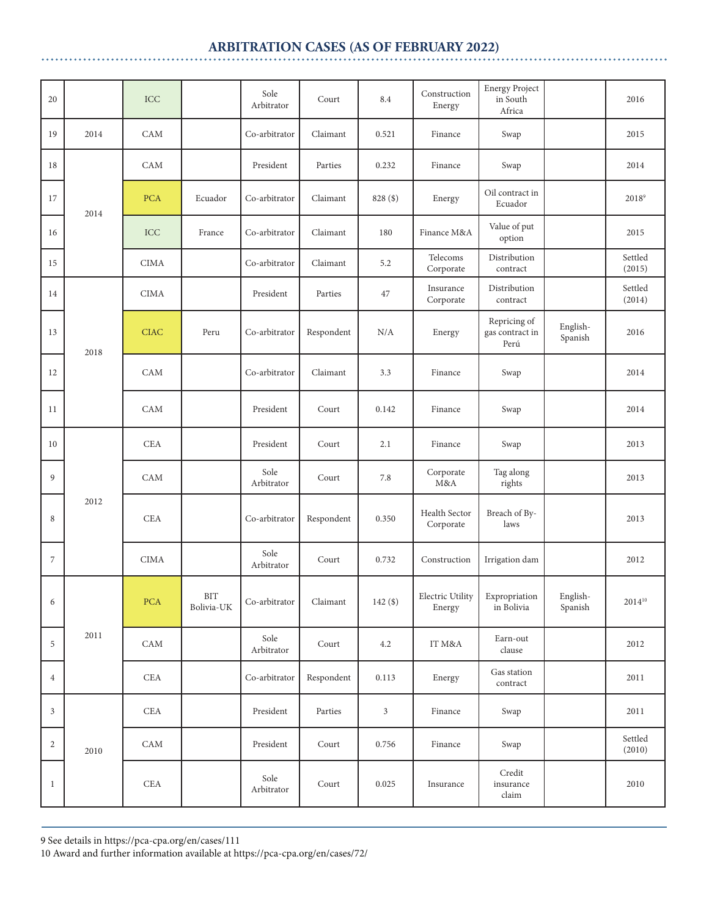## ARBITRATION CASES (AS OF FEBRUARY 2022)

| | | | | | | | | | | |
|---|---|---|---|---|---|---|---|---|---|---|
| 20 | | ICC | | Sole Arbitrator | Court | 8.4 | Construction Energy | Energy Project in South Africa | | 2016 |
| 19 | 2014 | CAM | | Co-arbitrator | Claimant | 0.521 | Finance | Swap | | 2015 |
| 18 | 2014 | CAM | | President | Parties | 0.232 | Finance | Swap | | 2014 |
| 17 | | PCA | Ecuador | Co-arbitrator | Claimant | 828 ($) | Energy | Oil contract in Ecuador | | 2018[9] |
| 16 | | ICC | France | Co-arbitrator | Claimant | 180 | Finance M&A | Value of put option | | 2015 |
| 15 | | CIMA | | Co-arbitrator | Claimant | 5.2 | Telecoms Corporate | Distribution contract | | Settled (2015) |
| 14 | 2018 | CIMA | | President | Parties | 47 | Insurance Corporate | Distribution contract | | Settled (2014) |
| 13 | | CIAC | Peru | Co-arbitrator | Respondent | N/A | Energy | Repricing of gas contract in Perú | English-Spanish | 2016 |
| 12 | | CAM | | Co-arbitrator | Claimant | 3.3 | Finance | Swap | | 2014 |
| 11 | | CAM | | President | Court | 0.142 | Finance | Swap | | 2014 |
| 10 | 2012 | CEA | | President | Court | 2.1 | Finance | Swap | | 2013 |
| 9 | | CAM | | Sole Arbitrator | Court | 7.8 | Corporate M&A | Tag along rights | | 2013 |
| 8 | | CEA | | Co-arbitrator | Respondent | 0.350 | Health Sector Corporate | Breach of By-laws | | 2013 |
| 7 | | CIMA | | Sole Arbitrator | Court | 0.732 | Construction | Irrigation dam | | 2012 |
| 6 | 2011 | PCA | BIT Bolivia-UK | Co-arbitrator | Claimant | 142 ($) | Electric Utility Energy | Expropriation in Bolivia | English-Spanish | 2014[10] |
| 5 | | CAM | | Sole Arbitrator | Court | 4.2 | IT M&A | Earn-out clause | | 2012 |
| 4 | | CEA | | Co-arbitrator | Respondent | 0.113 | Energy | Gas station contract | | 2011 |
| 3 | 2010 | CEA | | President | Parties | 3 | Finance | Swap | | 2011 |
| 2 | | CAM | | President | Court | 0.756 | Finance | Swap | | Settled (2010) |
| 1 | | CEA | | Sole Arbitrator | Court | 0.025 | Insurance | Credit insurance claim | | 2010 |

9 See details in https://pca-cpa.org/en/cases/111

10 Award and further information available at https://pca-cpa.org/en/cases/72/